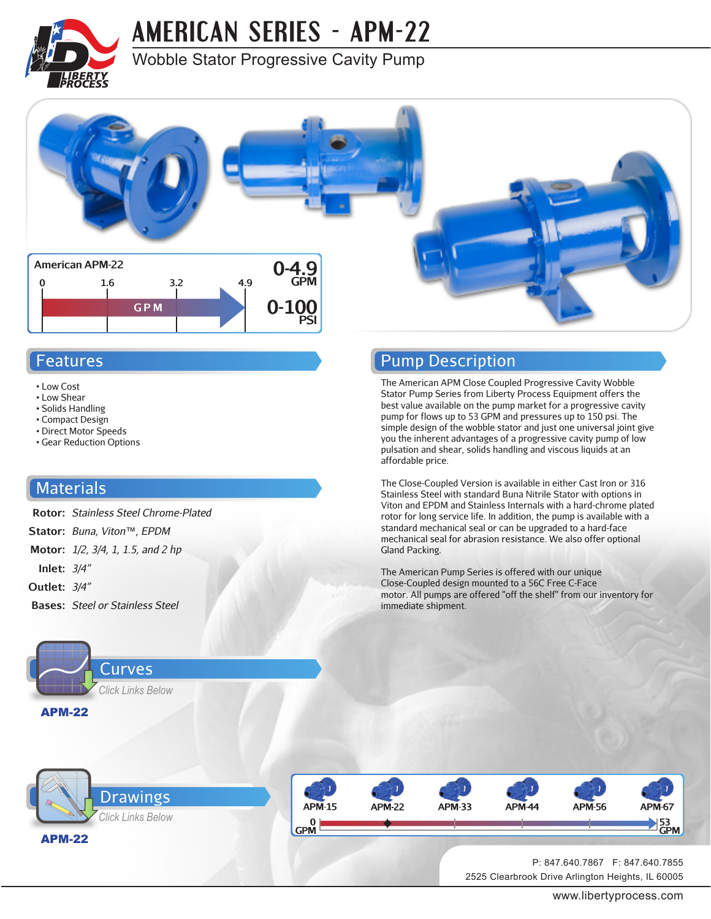# AMERICAN SERIES - APM-22

## Wobble Stator Progressive Cavity Pump

American APM-22

0 | 1.6 | 3.2 | 4.9

GPM

**0-4.9 GPM**

**0-100 PSI**

## Features

- Low Cost
- Low Shear
- Solids Handling
- Compact Design
- Direct Motor Speeds
- Gear Reduction Options

## Materials

**Rotor:** *Stainless Steel Chrome-Plated*

**Stator:** *Buna, Viton™, EPDM*

**Motor:** *1/2, 3/4, 1, 1.5, and 2 hp*

**Inlet:** *3/4"*

**Outlet:** *3/4"*

**Bases:** *Steel or Stainless Steel*

## Curves

*Click Links Below*

**APM-22**

## Drawings

*Click Links Below*

**APM-22**

## Pump Description

The American APM Close Coupled Progressive Cavity Wobble Stator Pump Series from Liberty Process Equipment offers the best value available on the pump market for a progressive cavity pump for flows up to 53 GPM and pressures up to 150 psi. The simple design of the wobble stator and just one universal joint give you the inherent advantages of a progressive cavity pump of low pulsation and shear, solids handling and viscous liquids at an affordable price.

The Close-Coupled Version is available in either Cast Iron or 316 Stainless Steel with standard Buna Nitrile Stator with options in Viton and EPDM and Stainless Internals with a hard-chrome plated rotor for long service life. In addition, the pump is available with a standard mechanical seal or can be upgraded to a hard-face mechanical seal for abrasion resistance. We also offer optional Gland Packing.

The American Pump Series is offered with our unique Close-Coupled design mounted to a 56C Free C-Face motor. All pumps are offered "off the shelf" from our inventory for immediate shipment.

APM-15 | APM-22 | APM-33 | APM-44 | APM-56 | APM-67

0 GPM — 53 GPM

P: 847.640.7867 F: 847.640.7855

2525 Clearbrook Drive Arlington Heights, IL 60005

www.libertyprocess.com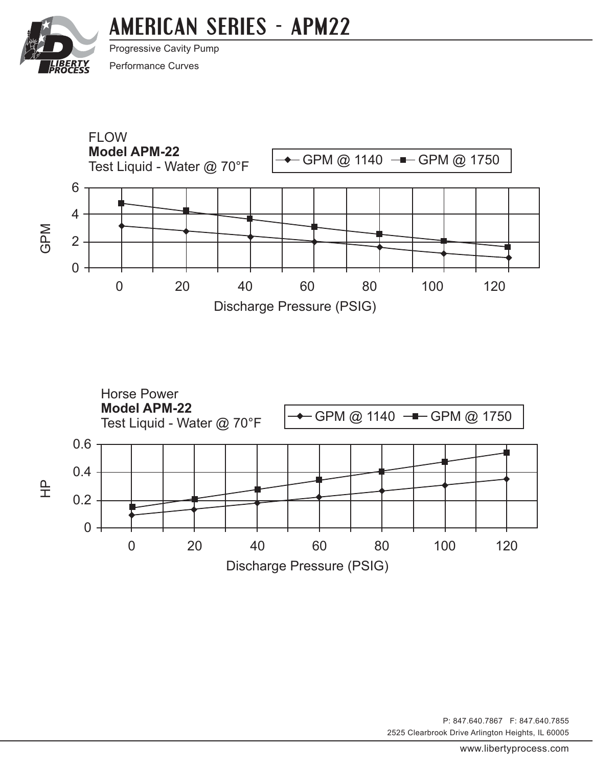# AMERICAN SERIES - APM22

Progressive Cavity Pump

Performance Curves

FLOW
**Model APM-22**
Test Liquid - Water @ 70°F

GPM @ 1140 — GPM @ 1750

GPM

Discharge Pressure (PSIG)

Horse Power
**Model APM-22**
Test Liquid - Water @ 70°F

GPM @ 1140 — GPM @ 1750

HP

Discharge Pressure (PSIG)

P: 847.640.7867 F: 847.640.7855
2525 Clearbrook Drive Arlington Heights, IL 60005

www.libertyprocess.com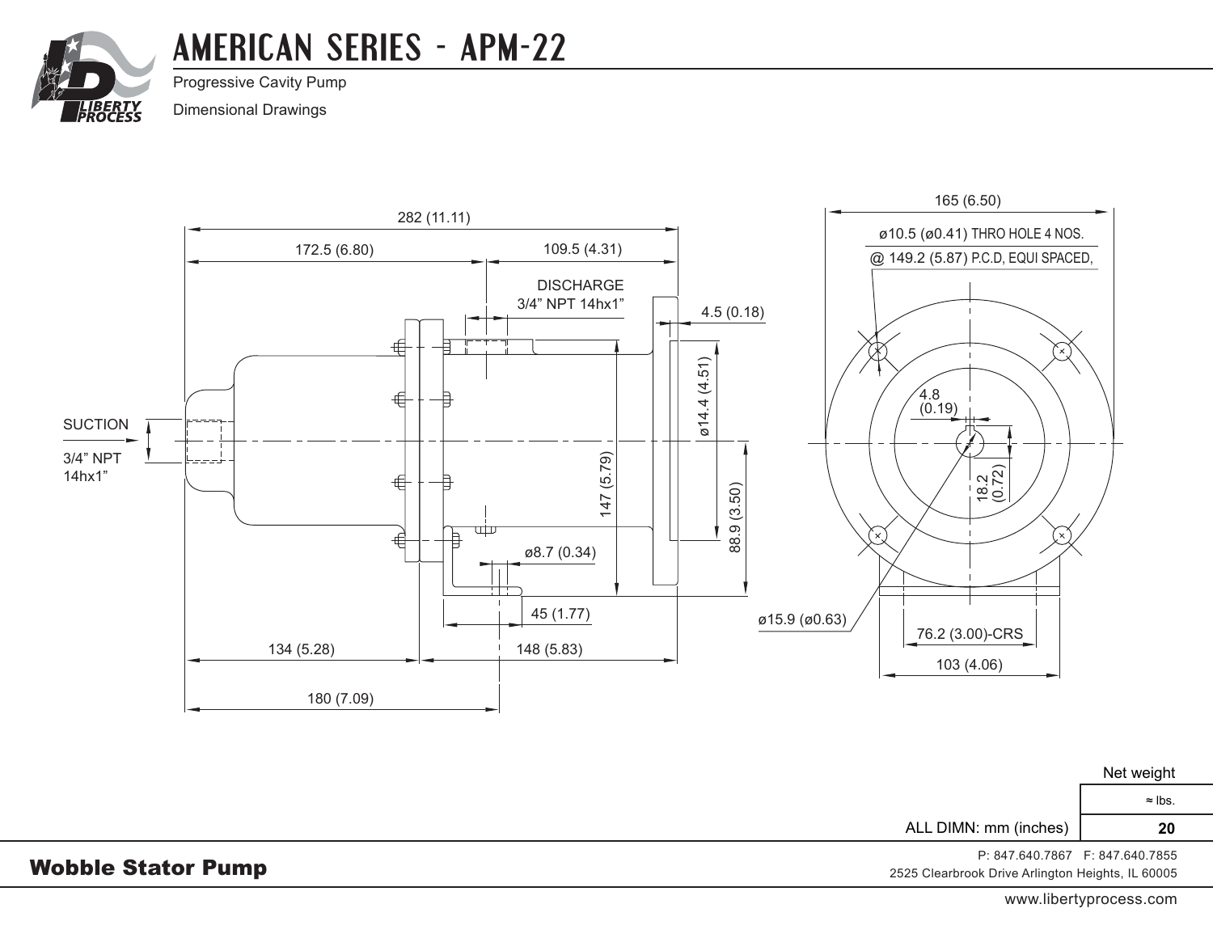# AMERICAN SERIES - APM-22

Progressive Cavity Pump

Dimensional Drawings

282 (11.11)

172.5 (6.80)

109.5 (4.31)

DISCHARGE
3/4" NPT 14hx1"

4.5 (0.18)

SUCTION

3/4" NPT
14hx1"

ø14.4 (4.51)

147 (5.79)

88.9 (3.50)

ø8.7 (0.34)

45 (1.77)

134 (5.28)

148 (5.83)

180 (7.09)

165 (6.50)

ø10.5 (ø0.41) THRO HOLE 4 NOS.

@ 149.2 (5.87) P.C.D, EQUI SPACED,

4.8
(0.19)

18.2
(0.72)

ø15.9 (ø0.63)

76.2 (3.00)-CRS

103 (4.06)

| | Net weight |
|---|---|
| | ≈ lbs. |
| ALL DIMN: mm (inches) | 20 |

**Wobble Stator Pump**

P: 847.640.7867 F: 847.640.7855
2525 Clearbrook Drive Arlington Heights, IL 60005

www.libertyprocess.com